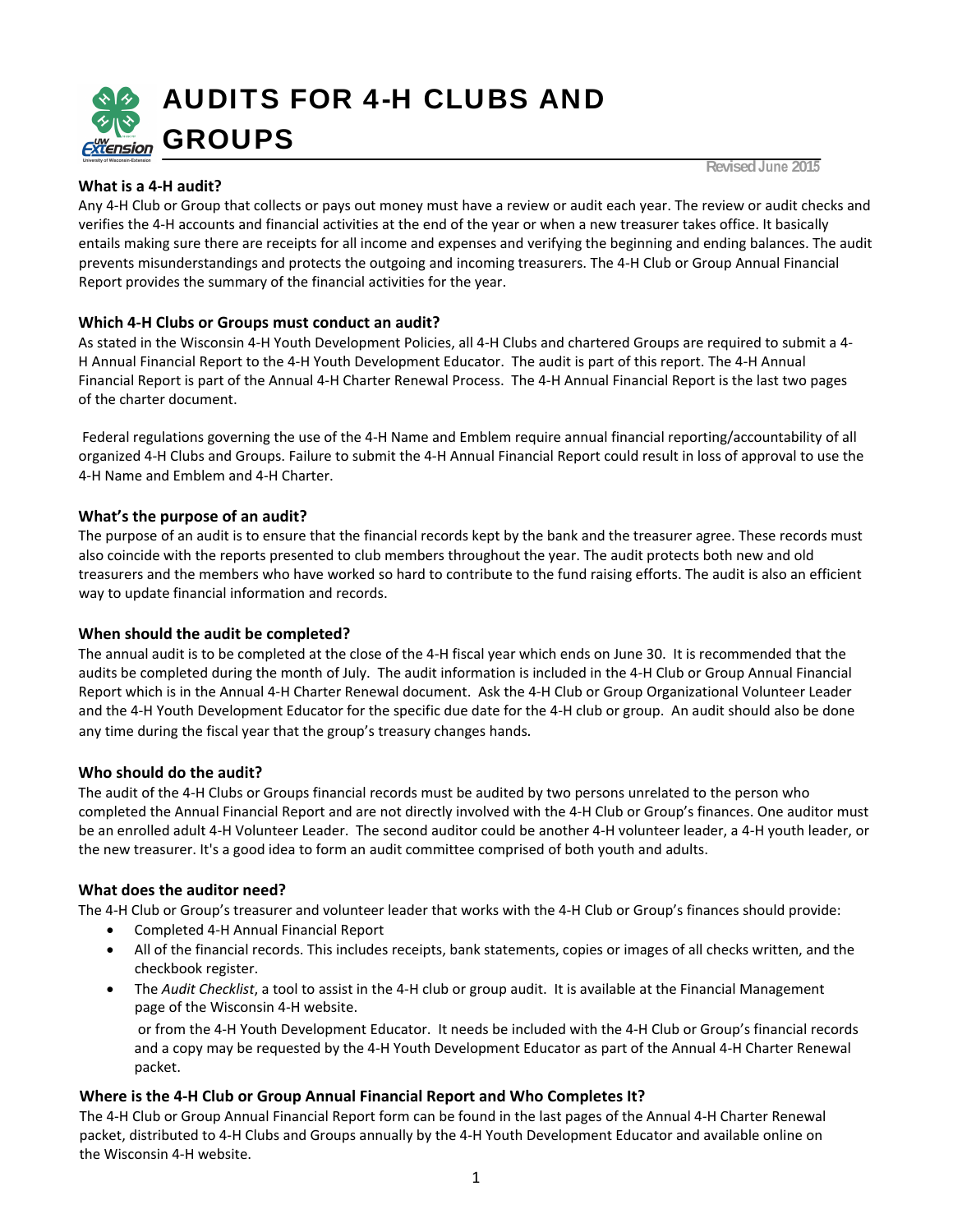# AUDITS FOR 4-H CLUBS AND GROUPS

Revised June 2015

### What is a 4-H audit?

Any 4-H Club or Group that collects or pays out money must have a review or audit each year. The review or audit checks and verifies the 4-H accounts and financial activities at the end of the year or when a new treasurer takes office. It basically entails making sure there are receipts for all income and expenses and verifying the beginning and ending balances. The audit prevents misunderstandings and protects the outgoing and incoming treasurers. The 4-H Club or Group Annual Financial Report provides the summary of the financial activities for the year.

### Which 4-H Clubs or Groups must conduct an audit?

As stated in the Wisconsin 4-H Youth Development Policies, all 4-H Clubs and chartered Groups are required to submit a 4-H Annual Financial Report to the 4-H Youth Development Educator. The audit is part of this report. The 4-H Annual Financial Report is part of the Annual 4-H Charter Renewal Process. The 4-H Annual Financial Report is the last two pages of the charter document.

Federal regulations governing the use of the 4-H Name and Emblem require annual financial reporting/accountability of all organized 4-H Clubs and Groups. Failure to submit the 4-H Annual Financial Report could result in loss of approval to use the 4-H Name and Emblem and 4-H Charter.

### What's the purpose of an audit?

The purpose of an audit is to ensure that the financial records kept by the bank and the treasurer agree. These records must also coincide with the reports presented to club members throughout the year. The audit protects both new and old treasurers and the members who have worked so hard to contribute to the fund raising efforts. The audit is also an efficient way to update financial information and records.

### When should the audit be completed?

The annual audit is to be completed at the close of the 4-H fiscal year which ends on June 30. It is recommended that the audits be completed during the month of July. The audit information is included in the 4-H Club or Group Annual Financial Report which is in the Annual 4-H Charter Renewal document. Ask the 4-H Club or Group Organizational Volunteer Leader and the 4-H Youth Development Educator for the specific due date for the 4-H club or group. An audit should also be done any time during the fiscal year that the group's treasury changes hands.

### Who should do the audit?

The audit of the 4-H Clubs or Groups financial records must be audited by two persons unrelated to the person who completed the Annual Financial Report and are not directly involved with the 4-H Club or Group's finances. One auditor must be an enrolled adult 4-H Volunteer Leader. The second auditor could be another 4-H volunteer leader, a 4-H youth leader, or the new treasurer. It's a good idea to form an audit committee comprised of both youth and adults.

### What does the auditor need?

The 4-H Club or Group's treasurer and volunteer leader that works with the 4-H Club or Group's finances should provide:

- Completed 4-H Annual Financial Report
- All of the financial records. This includes receipts, bank statements, copies or images of all checks written, and the checkbook register.
- The *Audit Checklist*, a tool to assist in the 4-H club or group audit. It is available at the Financial Management page of the Wisconsin 4-H website.

  or from the 4-H Youth Development Educator. It needs be included with the 4-H Club or Group's financial records and a copy may be requested by the 4-H Youth Development Educator as part of the Annual 4-H Charter Renewal packet.

### Where is the 4-H Club or Group Annual Financial Report and Who Completes It?

The 4-H Club or Group Annual Financial Report form can be found in the last pages of the Annual 4-H Charter Renewal packet, distributed to 4-H Clubs and Groups annually by the 4-H Youth Development Educator and available online on the Wisconsin 4-H website.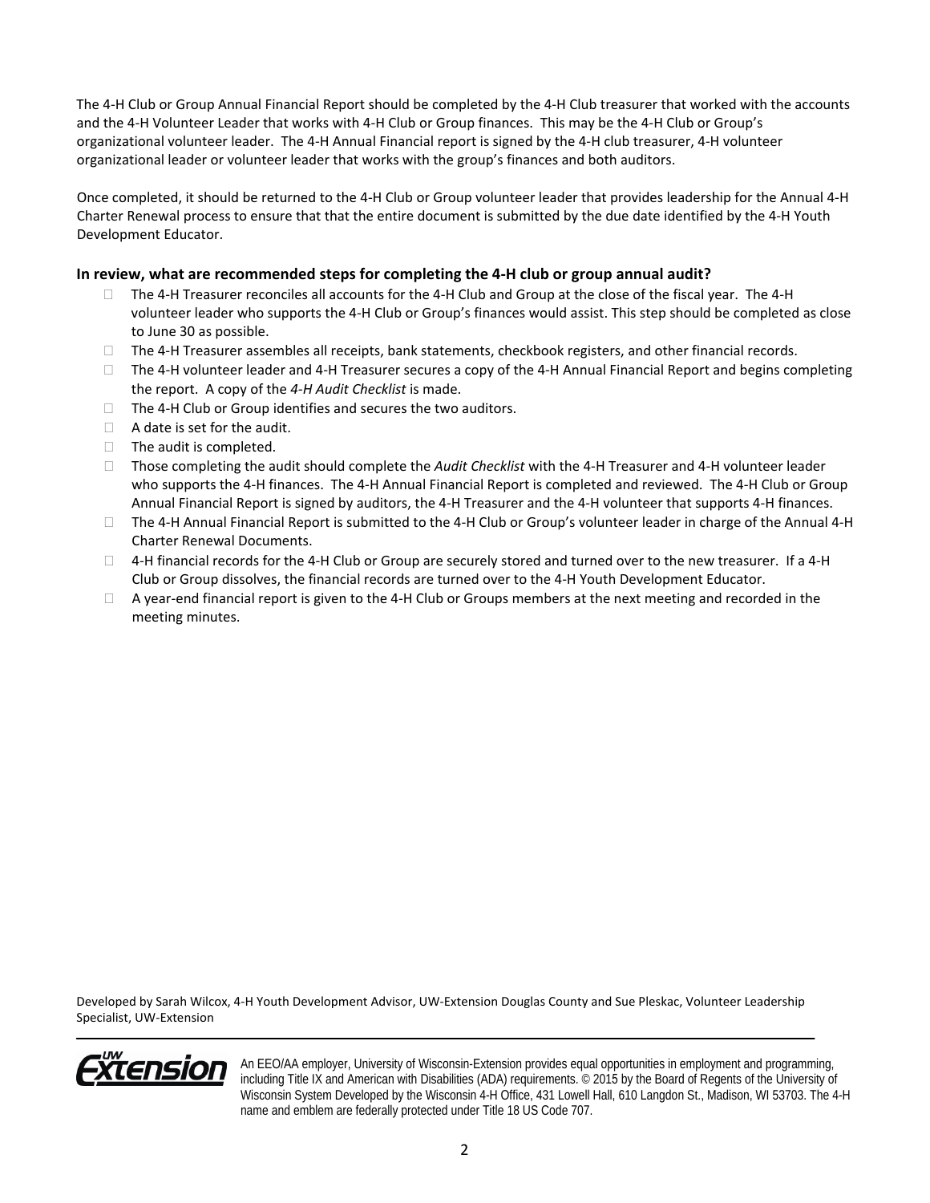The 4-H Club or Group Annual Financial Report should be completed by the 4-H Club treasurer that worked with the accounts and the 4-H Volunteer Leader that works with 4-H Club or Group finances. This may be the 4-H Club or Group's organizational volunteer leader. The 4-H Annual Financial report is signed by the 4-H club treasurer, 4-H volunteer organizational leader or volunteer leader that works with the group's finances and both auditors.

Once completed, it should be returned to the 4-H Club or Group volunteer leader that provides leadership for the Annual 4-H Charter Renewal process to ensure that that the entire document is submitted by the due date identified by the 4-H Youth Development Educator.

**In review, what are recommended steps for completing the 4-H club or group annual audit?**

- The 4-H Treasurer reconciles all accounts for the 4-H Club and Group at the close of the fiscal year. The 4-H volunteer leader who supports the 4-H Club or Group's finances would assist. This step should be completed as close to June 30 as possible.
- The 4-H Treasurer assembles all receipts, bank statements, checkbook registers, and other financial records.
- The 4-H volunteer leader and 4-H Treasurer secures a copy of the 4-H Annual Financial Report and begins completing the report. A copy of the *4-H Audit Checklist* is made.
- The 4-H Club or Group identifies and secures the two auditors.
- A date is set for the audit.
- The audit is completed.
- Those completing the audit should complete the *Audit Checklist* with the 4-H Treasurer and 4-H volunteer leader who supports the 4-H finances. The 4-H Annual Financial Report is completed and reviewed. The 4-H Club or Group Annual Financial Report is signed by auditors, the 4-H Treasurer and the 4-H volunteer that supports 4-H finances.
- The 4-H Annual Financial Report is submitted to the 4-H Club or Group's volunteer leader in charge of the Annual 4-H Charter Renewal Documents.
- 4-H financial records for the 4-H Club or Group are securely stored and turned over to the new treasurer. If a 4-H Club or Group dissolves, the financial records are turned over to the 4-H Youth Development Educator.
- A year-end financial report is given to the 4-H Club or Groups members at the next meeting and recorded in the meeting minutes.

Developed by Sarah Wilcox, 4-H Youth Development Advisor, UW-Extension Douglas County and Sue Pleskac, Volunteer Leadership Specialist, UW-Extension

UW Extension

An EEO/AA employer, University of Wisconsin-Extension provides equal opportunities in employment and programming, including Title IX and American with Disabilities (ADA) requirements. © 2015 by the Board of Regents of the University of Wisconsin System Developed by the Wisconsin 4-H Office, 431 Lowell Hall, 610 Langdon St., Madison, WI 53703. The 4-H name and emblem are federally protected under Title 18 US Code 707.